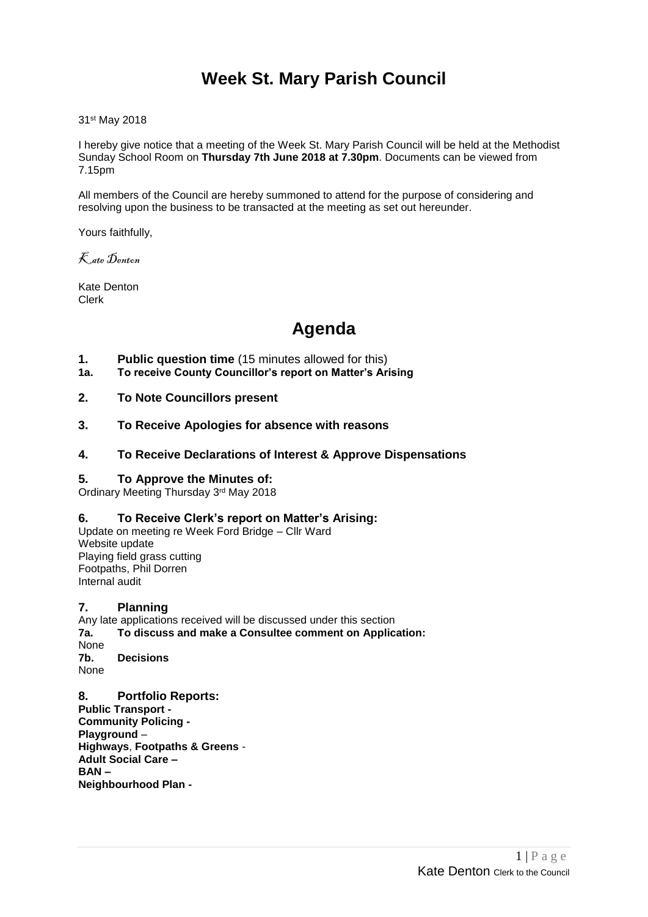# Week St. Mary Parish Council

31st May 2018

I hereby give notice that a meeting of the Week St. Mary Parish Council will be held at the Methodist Sunday School Room on **Thursday 7th June 2018 at 7.30pm**. Documents can be viewed from 7.15pm

All members of the Council are hereby summoned to attend for the purpose of considering and resolving upon the business to be transacted at the meeting as set out hereunder.

Yours faithfully,

*Kate Denton*

Kate Denton
Clerk

# Agenda

**1. Public question time** (15 minutes allowed for this)

**1a. To receive County Councillor's report on Matter's Arising**

**2. To Note Councillors present**

**3. To Receive Apologies for absence with reasons**

**4. To Receive Declarations of Interest & Approve Dispensations**

**5. To Approve the Minutes of:**

Ordinary Meeting Thursday 3rd May 2018

**6. To Receive Clerk's report on Matter's Arising:**

Update on meeting re Week Ford Bridge – Cllr Ward
Website update
Playing field grass cutting
Footpaths, Phil Dorren
Internal audit

**7. Planning**

Any late applications received will be discussed under this section

**7a. To discuss and make a Consultee comment on Application:**

None

**7b. Decisions**

None

**8. Portfolio Reports:**

**Public Transport -**
**Community Policing -**
**Playground** –
**Highways**, **Footpaths & Greens** -
**Adult Social Care –**
**BAN –**
**Neighbourhood Plan -**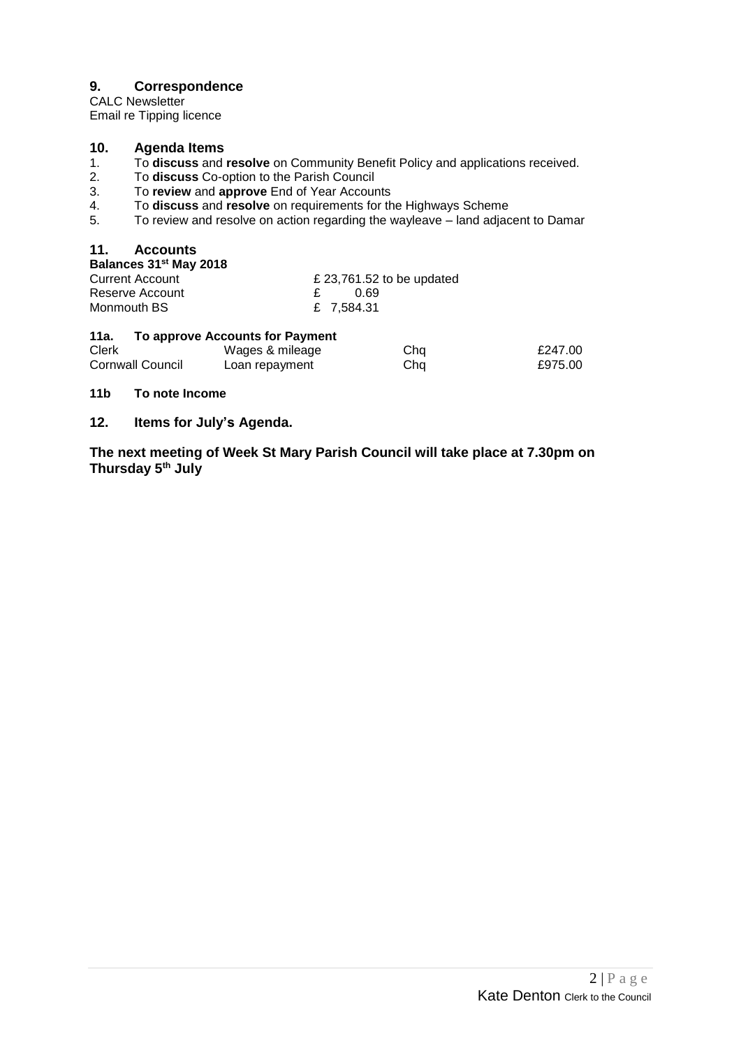## 9. Correspondence

CALC Newsletter
Email re Tipping licence

## 10. Agenda Items

1. To **discuss** and **resolve** on Community Benefit Policy and applications received.
2. To **discuss** Co-option to the Parish Council
3. To **review** and **approve** End of Year Accounts
4. To **discuss** and **resolve** on requirements for the Highways Scheme
5. To review and resolve on action regarding the wayleave – land adjacent to Damar

## 11. Accounts

**Balances 31st May 2018**

| | |
|---|---|
| Current Account | £ 23,761.52 to be updated |
| Reserve Account | £ 0.69 |
| Monmouth BS | £ 7,584.31 |

### 11a. To approve Accounts for Payment

| | | | |
|---|---|---|---|
| Clerk | Wages & mileage | Chq | £247.00 |
| Cornwall Council | Loan repayment | Chq | £975.00 |

### 11b To note Income

## 12. Items for July's Agenda.

**The next meeting of Week St Mary Parish Council will take place at 7.30pm on Thursday 5th July**

Kate Denton Clerk to the Council